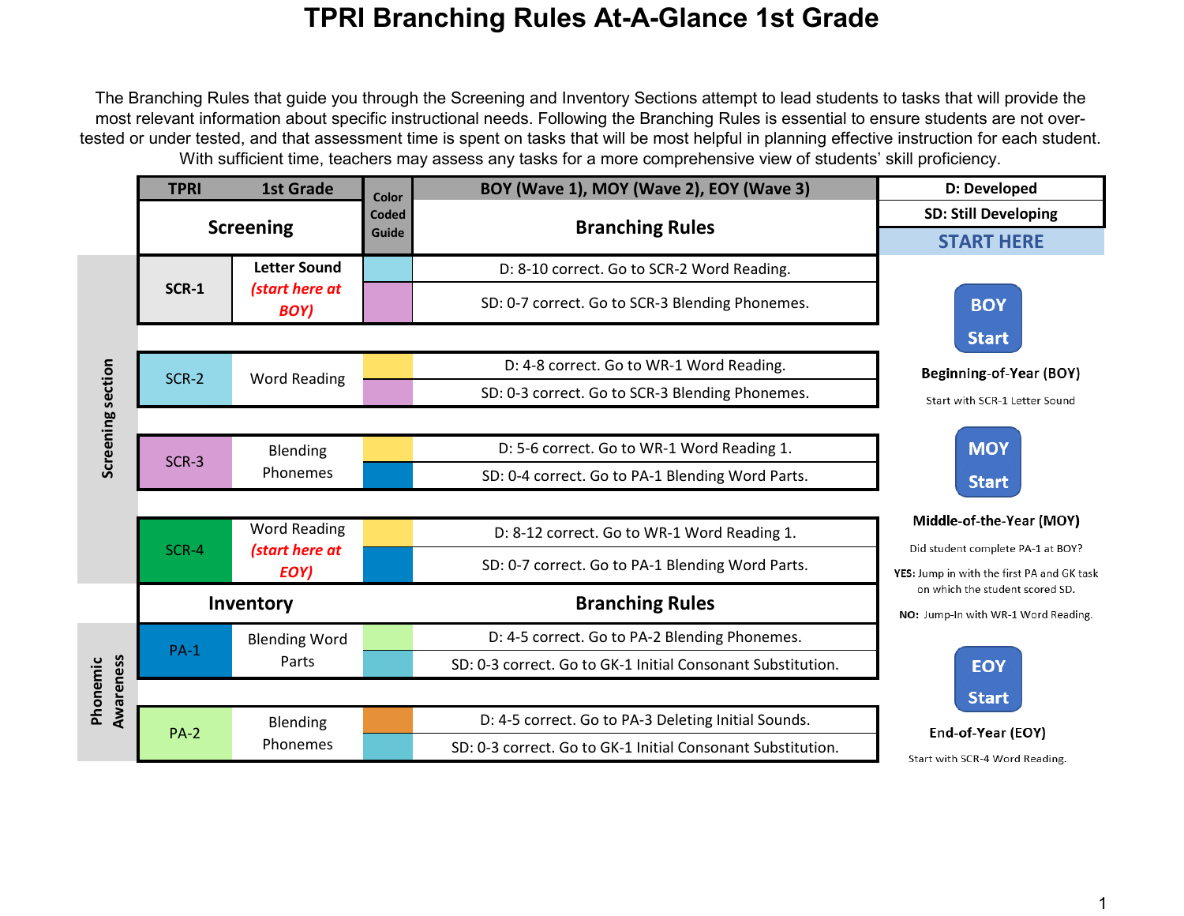# TPRI Branching Rules At-A-Glance 1st Grade

The Branching Rules that guide you through the Screening and Inventory Sections attempt to lead students to tasks that will provide the most relevant information about specific instructional needs. Following the Branching Rules is essential to ensure students are not over-tested or under tested, and that assessment time is spent on tasks that will be most helpful in planning effective instruction for each student. With sufficient time, teachers may assess any tasks for a more comprehensive view of students' skill proficiency.

| Section | TPRI | 1st Grade | Color Coded Guide | BOY (Wave 1), MOY (Wave 2), EOY (Wave 3) |
|---|---|---|---|---|
| | **Screening** | | | **Branching Rules** |
| Screening section | SCR-1 | Letter Sound *(start here at BOY)* | | D: 8-10 correct. Go to SCR-2 Word Reading. |
| | | | | SD: 0-7 correct. Go to SCR-3 Blending Phonemes. |
| Screening section | SCR-2 | Word Reading | | D: 4-8 correct. Go to WR-1 Word Reading. |
| | | | | SD: 0-3 correct. Go to SCR-3 Blending Phonemes. |
| Screening section | SCR-3 | Blending Phonemes | | D: 5-6 correct. Go to WR-1 Word Reading 1. |
| | | | | SD: 0-4 correct. Go to PA-1 Blending Word Parts. |
| Screening section | SCR-4 | Word Reading *(start here at EOY)* | | D: 8-12 correct. Go to WR-1 Word Reading 1. |
| | | | | SD: 0-7 correct. Go to PA-1 Blending Word Parts. |
| | **Inventory** | | | **Branching Rules** |
| Phonemic Awareness | PA-1 | Blending Word Parts | | D: 4-5 correct. Go to PA-2 Blending Phonemes. |
| | | | | SD: 0-3 correct. Go to GK-1 Initial Consonant Substitution. |
| Phonemic Awareness | PA-2 | Blending Phonemes | | D: 4-5 correct. Go to PA-3 Deleting Initial Sounds. |
| | | | | SD: 0-3 correct. Go to GK-1 Initial Consonant Substitution. |

**D: Developed**

**SD: Still Developing**

**START HERE**

**BOY Start**

**Beginning-of-Year (BOY)**

Start with SCR-1 Letter Sound

**MOY Start**

**Middle-of-the-Year (MOY)**

Did student complete PA-1 at BOY?

**YES:** Jump in with the first PA and GK task on which the student scored SD.

**NO:** Jump-In with WR-1 Word Reading.

**EOY Start**

**End-of-Year (EOY)**

Start with SCR-4 Word Reading.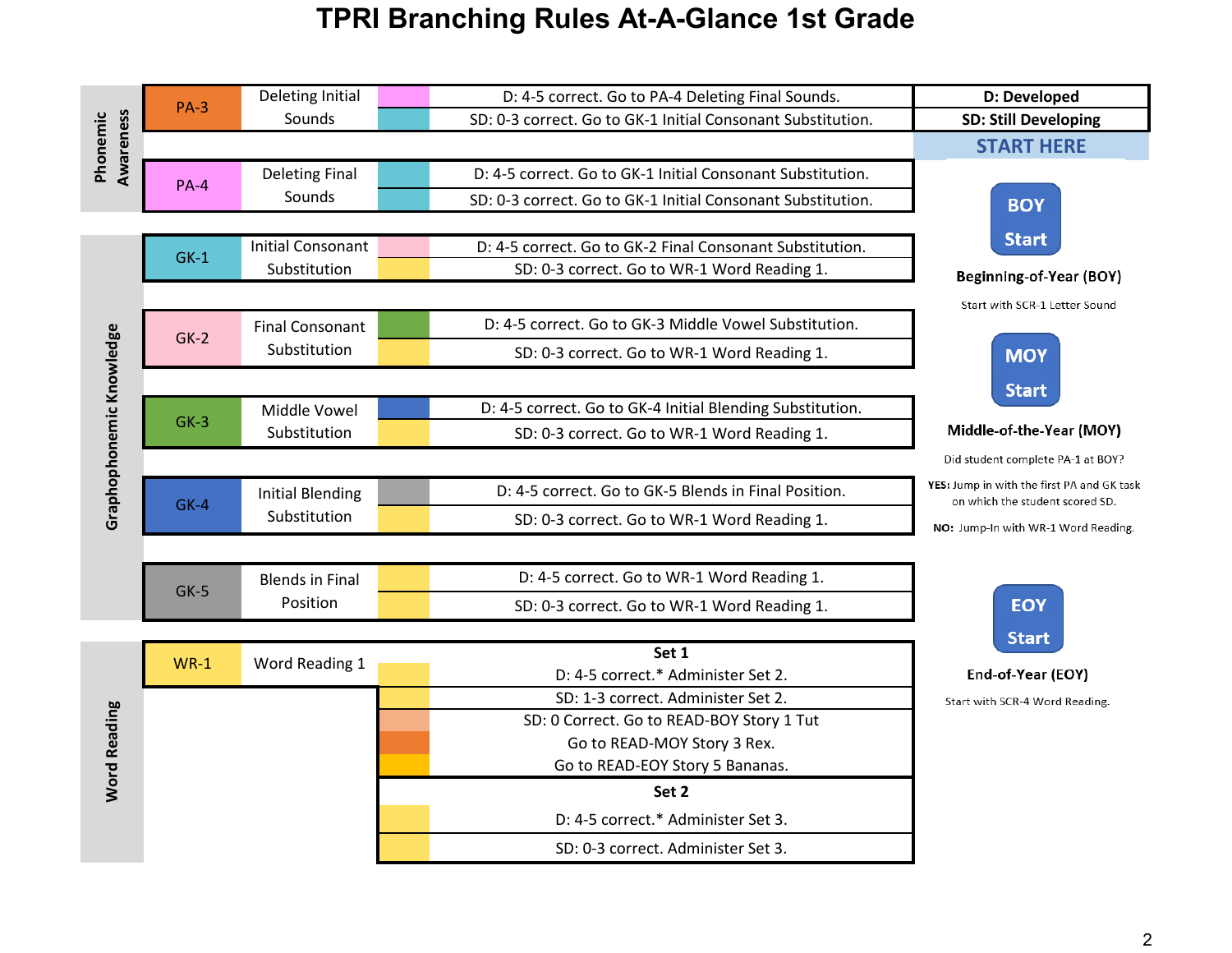# TPRI Branching Rules At-A-Glance 1st Grade

**D: Developed**

**SD: Still Developing**

| Section | Task | Name | Rule |
|---|---|---|---|
| Phonemic Awareness | PA-3 | Deleting Initial Sounds | D: 4-5 correct. Go to PA-4 Deleting Final Sounds. |
| | | | SD: 0-3 correct. Go to GK-1 Initial Consonant Substitution. |
| | PA-4 | Deleting Final Sounds | D: 4-5 correct. Go to GK-1 Initial Consonant Substitution. |
| | | | SD: 0-3 correct. Go to GK-1 Initial Consonant Substitution. |
| Graphophonemic Knowledge | GK-1 | Initial Consonant Substitution | D: 4-5 correct. Go to GK-2 Final Consonant Substitution. |
| | | | SD: 0-3 correct. Go to WR-1 Word Reading 1. |
| | GK-2 | Final Consonant Substitution | D: 4-5 correct. Go to GK-3 Middle Vowel Substitution. |
| | | | SD: 0-3 correct. Go to WR-1 Word Reading 1. |
| | GK-3 | Middle Vowel Substitution | D: 4-5 correct. Go to GK-4 Initial Blending Substitution. |
| | | | SD: 0-3 correct. Go to WR-1 Word Reading 1. |
| | GK-4 | Initial Blending Substitution | D: 4-5 correct. Go to GK-5 Blends in Final Position. |
| | | | SD: 0-3 correct. Go to WR-1 Word Reading 1. |
| | GK-5 | Blends in Final Position | D: 4-5 correct. Go to WR-1 Word Reading 1. |
| | | | SD: 0-3 correct. Go to WR-1 Word Reading 1. |
| Word Reading | WR-1 | Word Reading 1 | **Set 1** |
| | | | D: 4-5 correct.* Administer Set 2. |
| | | | SD: 1-3 correct. Administer Set 2. |
| | | | SD: 0 Correct. Go to READ-BOY Story 1 Tut |
| | | | Go to READ-MOY Story 3 Rex. |
| | | | Go to READ-EOY Story 5 Bananas. |
| | | | **Set 2** |
| | | | D: 4-5 correct.* Administer Set 3. |
| | | | SD: 0-3 correct. Administer Set 3. |

## START HERE

**BOY Start**

**Beginning-of-Year (BOY)**

Start with SCR-1 Letter Sound

**MOY Start**

**Middle-of-the-Year (MOY)**

Did student complete PA-1 at BOY?

**YES:** Jump in with the first PA and GK task on which the student scored SD.

**NO:** Jump-In with WR-1 Word Reading.

**EOY Start**

**End-of-Year (EOY)**

Start with SCR-4 Word Reading.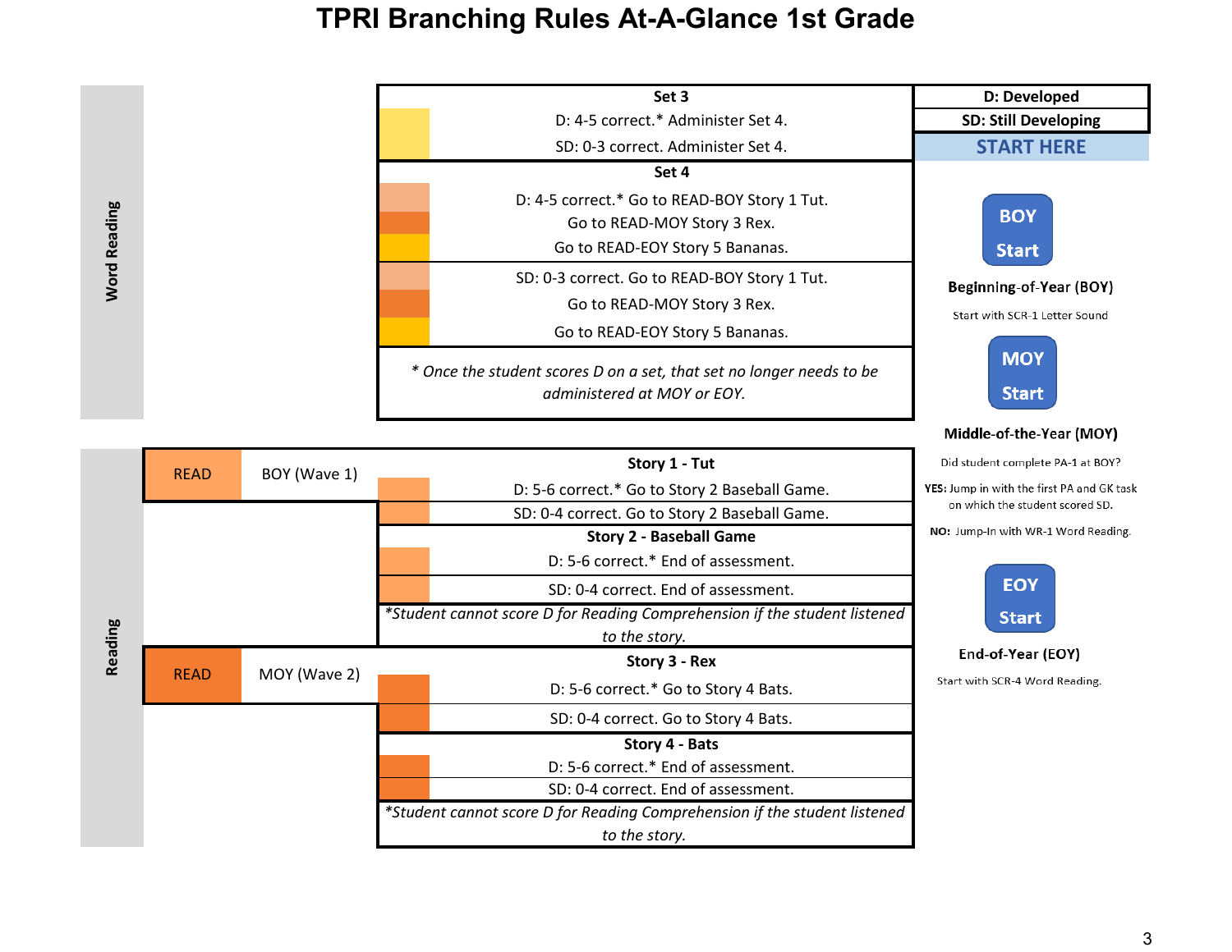# TPRI Branching Rules At-A-Glance 1st Grade

## Word Reading

**Set 3**

- D: 4-5 correct.* Administer Set 4.
- SD: 0-3 correct. Administer Set 4.

**Set 4**

- D: 4-5 correct.* Go to READ-BOY Story 1 Tut.
  - Go to READ-MOY Story 3 Rex.
  - Go to READ-EOY Story 5 Bananas.
- SD: 0-3 correct. Go to READ-BOY Story 1 Tut.
  - Go to READ-MOY Story 3 Rex.
  - Go to READ-EOY Story 5 Bananas.

*\* Once the student scores D on a set, that set no longer needs to be administered at MOY or EOY.*

## Reading

### READ — BOY (Wave 1)

**Story 1 - Tut**

- D: 5-6 correct.* Go to Story 2 Baseball Game.
- SD: 0-4 correct. Go to Story 2 Baseball Game.

**Story 2 - Baseball Game**

- D: 5-6 correct.* End of assessment.
- SD: 0-4 correct. End of assessment.

*\*Student cannot score D for Reading Comprehension if the student listened to the story.*

### READ — MOY (Wave 2)

**Story 3 - Rex**

- D: 5-6 correct.* Go to Story 4 Bats.
- SD: 0-4 correct. Go to Story 4 Bats.

**Story 4 - Bats**

- D: 5-6 correct.* End of assessment.
- SD: 0-4 correct. End of assessment.

*\*Student cannot score D for Reading Comprehension if the student listened to the story.*

---

**D: Developed**

**SD: Still Developing**

**START HERE**

**BOY Start**

**Beginning-of-Year (BOY)**

Start with SCR-1 Letter Sound

**MOY Start**

**Middle-of-the-Year (MOY)**

Did student complete PA-1 at BOY?

**YES:** Jump in with the first PA and GK task on which the student scored SD.

**NO:** Jump-In with WR-1 Word Reading.

**EOY Start**

**End-of-Year (EOY)**

Start with SCR-4 Word Reading.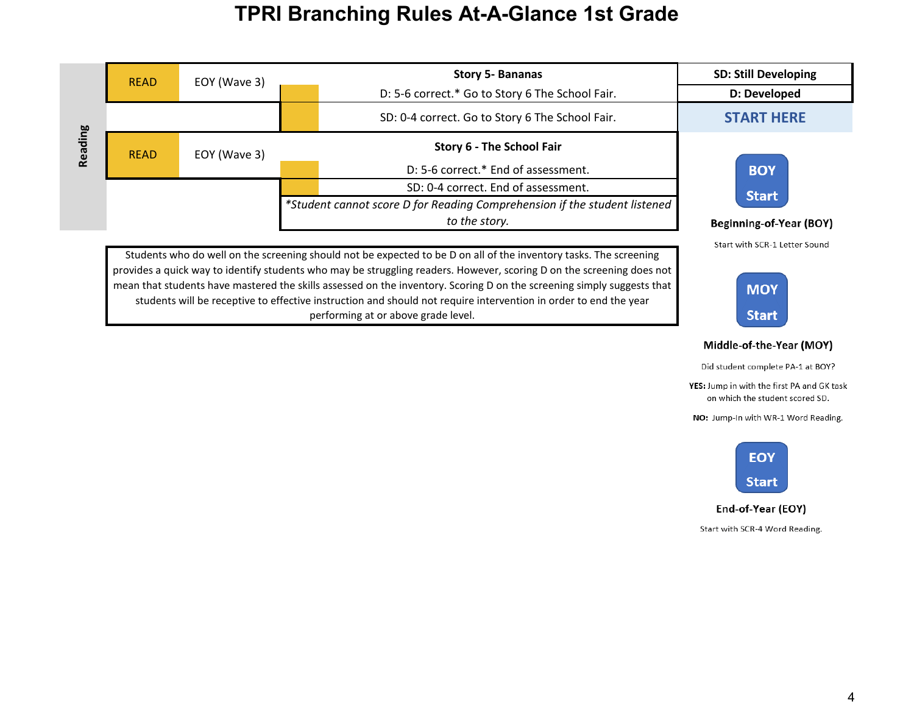# TPRI Branching Rules At-A-Glance 1st Grade

| | | | | |
|---|---|---|---|---|
| Reading | READ | EOY (Wave 3) | | **Story 5- Bananas** |
| | | | | D: 5-6 correct.* Go to Story 6 The School Fair. |
| | | | | SD: 0-4 correct. Go to Story 6 The School Fair. |
| | READ | EOY (Wave 3) | | **Story 6 - The School Fair** |
| | | | | D: 5-6 correct.* End of assessment. |
| | | | | SD: 0-4 correct. End of assessment. |
| | | | | *\*Student cannot score D for Reading Comprehension if the student listened to the story.* |

Students who do well on the screening should not be expected to be D on all of the inventory tasks. The screening provides a quick way to identify students who may be struggling readers. However, scoring D on the screening does not mean that students have mastered the skills assessed on the inventory. Scoring D on the screening simply suggests that students will be receptive to effective instruction and should not require intervention in order to end the year performing at or above grade level.

**SD: Still Developing**

**D: Developed**

## START HERE

**BOY Start**

**Beginning-of-Year (BOY)**

Start with SCR-1 Letter Sound

**MOY Start**

**Middle-of-the-Year (MOY)**

Did student complete PA-1 at BOY?

**YES:** Jump in with the first PA and GK task on which the student scored SD.

**NO:** Jump-In with WR-1 Word Reading.

**EOY Start**

**End-of-Year (EOY)**

Start with SCR-4 Word Reading.